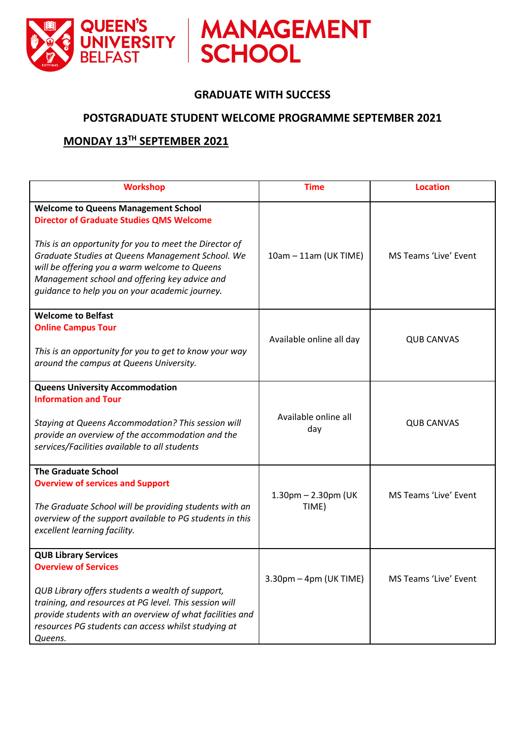QUEEN'S UNIVERSITY BELFAST | MANAGEMENT SCHOOL

## GRADUATE WITH SUCCESS

## POSTGRADUATE STUDENT WELCOME PROGRAMME SEPTEMBER 2021

### MONDAY 13TH SEPTEMBER 2021

| Workshop | Time | Location |
|---|---|---|
| **Welcome to Queens Management School**<br>**Director of Graduate Studies QMS Welcome**<br><br>*This is an opportunity for you to meet the Director of Graduate Studies at Queens Management School. We will be offering you a warm welcome to Queens Management school and offering key advice and guidance to help you on your academic journey.* | 10am – 11am (UK TIME) | MS Teams 'Live' Event |
| **Welcome to Belfast**<br>**Online Campus Tour**<br><br>*This is an opportunity for you to get to know your way around the campus at Queens University.* | Available online all day | QUB CANVAS |
| **Queens University Accommodation**<br>**Information and Tour**<br><br>*Staying at Queens Accommodation? This session will provide an overview of the accommodation and the services/Facilities available to all students* | Available online all day | QUB CANVAS |
| **The Graduate School**<br>**Overview of services and Support**<br><br>*The Graduate School will be providing students with an overview of the support available to PG students in this excellent learning facility.* | 1.30pm – 2.30pm (UK TIME) | MS Teams 'Live' Event |
| **QUB Library Services**<br>**Overview of Services**<br><br>*QUB Library offers students a wealth of support, training, and resources at PG level. This session will provide students with an overview of what facilities and resources PG students can access whilst studying at Queens.* | 3.30pm – 4pm (UK TIME) | MS Teams 'Live' Event |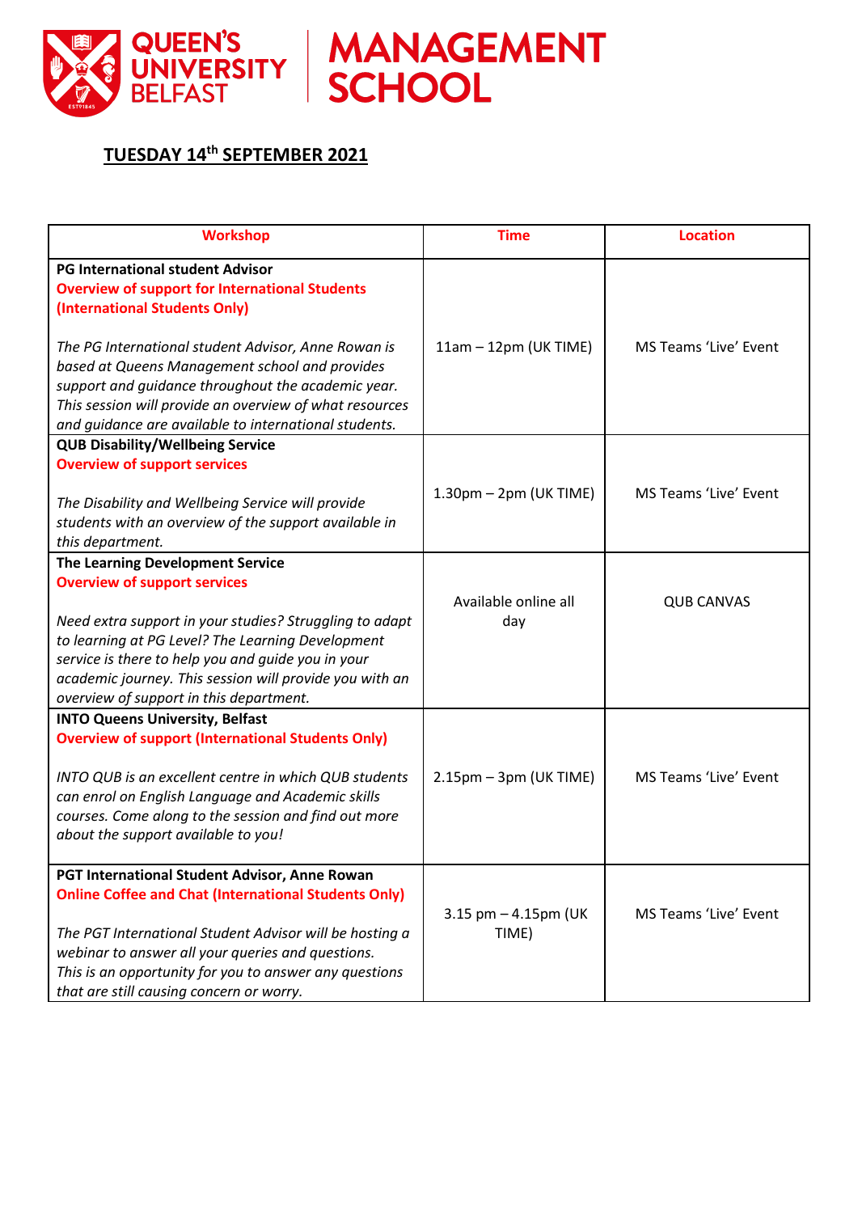QUEEN'S UNIVERSITY BELFAST | MANAGEMENT SCHOOL

## TUESDAY 14th SEPTEMBER 2021

| Workshop | Time | Location |
|---|---|---|
| **PG International student Advisor**<br>**Overview of support for International Students (International Students Only)**<br><br>*The PG International student Advisor, Anne Rowan is based at Queens Management school and provides support and guidance throughout the academic year. This session will provide an overview of what resources and guidance are available to international students.* | 11am – 12pm (UK TIME) | MS Teams 'Live' Event |
| **QUB Disability/Wellbeing Service**<br>**Overview of support services**<br><br>*The Disability and Wellbeing Service will provide students with an overview of the support available in this department.* | 1.30pm – 2pm (UK TIME) | MS Teams 'Live' Event |
| **The Learning Development Service**<br>**Overview of support services**<br><br>*Need extra support in your studies? Struggling to adapt to learning at PG Level? The Learning Development service is there to help you and guide you in your academic journey. This session will provide you with an overview of support in this department.* | Available online all day | QUB CANVAS |
| **INTO Queens University, Belfast**<br>**Overview of support (International Students Only)**<br><br>*INTO QUB is an excellent centre in which QUB students can enrol on English Language and Academic skills courses. Come along to the session and find out more about the support available to you!* | 2.15pm – 3pm (UK TIME) | MS Teams 'Live' Event |
| **PGT International Student Advisor, Anne Rowan**<br>**Online Coffee and Chat (International Students Only)**<br><br>*The PGT International Student Advisor will be hosting a webinar to answer all your queries and questions. This is an opportunity for you to answer any questions that are still causing concern or worry.* | 3.15 pm – 4.15pm (UK TIME) | MS Teams 'Live' Event |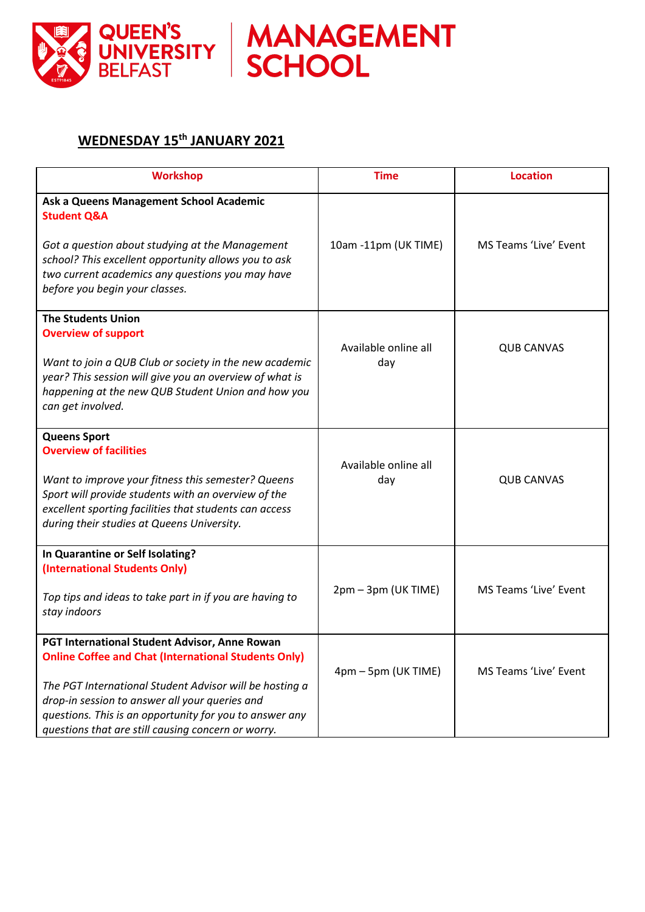QUEEN'S UNIVERSITY BELFAST | MANAGEMENT SCHOOL

## WEDNESDAY 15th JANUARY 2021

| Workshop | Time | Location |
|---|---|---|
| **Ask a Queens Management School Academic** **Student Q&A** *Got a question about studying at the Management school? This excellent opportunity allows you to ask two current academics any questions you may have before you begin your classes.* | 10am -11pm (UK TIME) | MS Teams 'Live' Event |
| **The Students Union** **Overview of support** *Want to join a QUB Club or society in the new academic year? This session will give you an overview of what is happening at the new QUB Student Union and how you can get involved.* | Available online all day | QUB CANVAS |
| **Queens Sport** **Overview of facilities** *Want to improve your fitness this semester? Queens Sport will provide students with an overview of the excellent sporting facilities that students can access during their studies at Queens University.* | Available online all day | QUB CANVAS |
| **In Quarantine or Self Isolating?** **(International Students Only)** *Top tips and ideas to take part in if you are having to stay indoors* | 2pm – 3pm (UK TIME) | MS Teams 'Live' Event |
| **PGT International Student Advisor, Anne Rowan** **Online Coffee and Chat (International Students Only)** *The PGT International Student Advisor will be hosting a drop-in session to answer all your queries and questions. This is an opportunity for you to answer any questions that are still causing concern or worry.* | 4pm – 5pm (UK TIME) | MS Teams 'Live' Event |